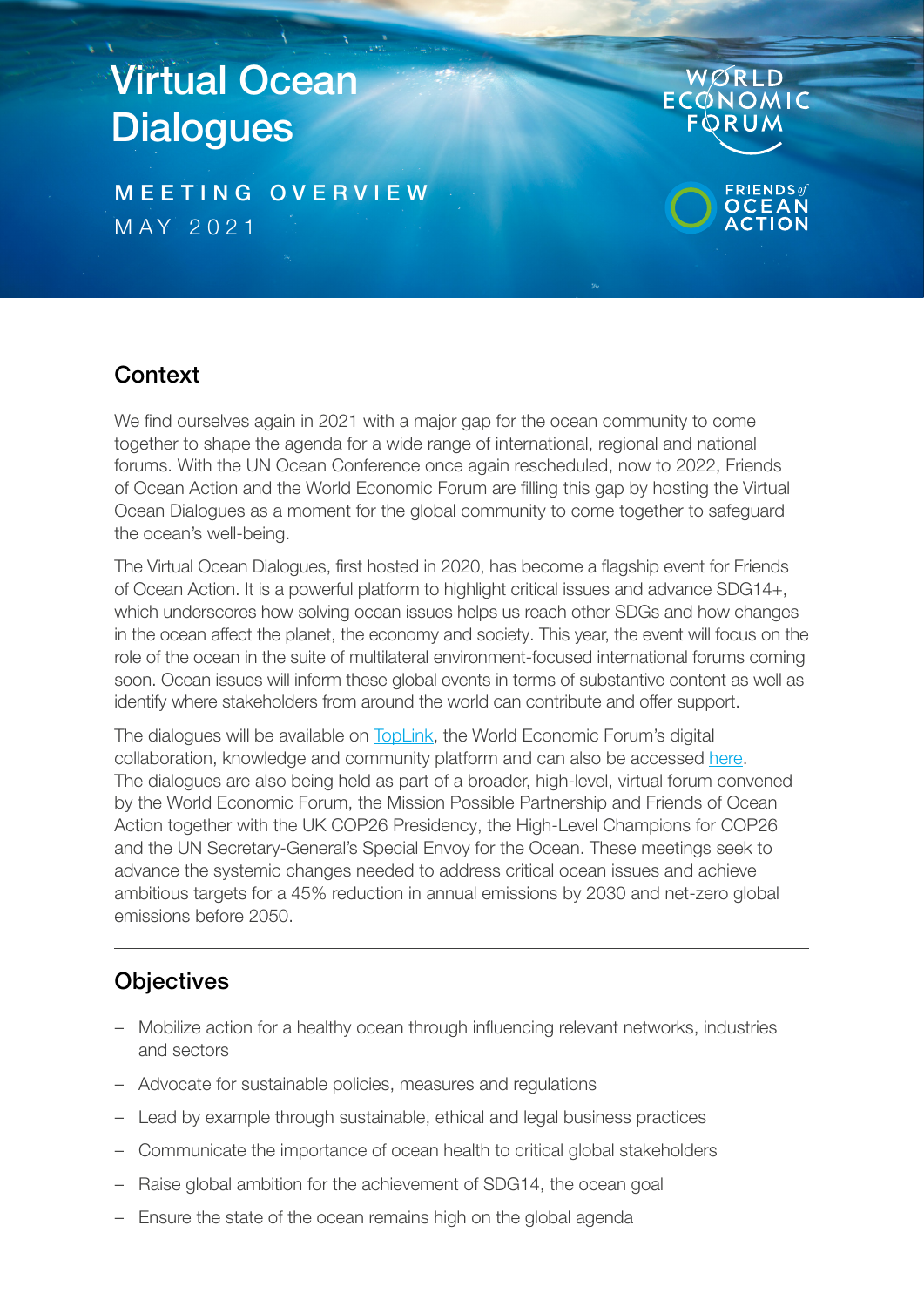# Virtual Ocean Dialogues

MEETING OVERVIEW
MAY 2021

WORLD ECONOMIC FORUM

FRIENDS of OCEAN ACTION

## Context

We find ourselves again in 2021 with a major gap for the ocean community to come together to shape the agenda for a wide range of international, regional and national forums. With the UN Ocean Conference once again rescheduled, now to 2022, Friends of Ocean Action and the World Economic Forum are filling this gap by hosting the Virtual Ocean Dialogues as a moment for the global community to come together to safeguard the ocean's well-being.

The Virtual Ocean Dialogues, first hosted in 2020, has become a flagship event for Friends of Ocean Action. It is a powerful platform to highlight critical issues and advance SDG14+, which underscores how solving ocean issues helps us reach other SDGs and how changes in the ocean affect the planet, the economy and society. This year, the event will focus on the role of the ocean in the suite of multilateral environment-focused international forums coming soon. Ocean issues will inform these global events in terms of substantive content as well as identify where stakeholders from around the world can contribute and offer support.

The dialogues will be available on TopLink, the World Economic Forum's digital collaboration, knowledge and community platform and can also be accessed here. The dialogues are also being held as part of a broader, high-level, virtual forum convened by the World Economic Forum, the Mission Possible Partnership and Friends of Ocean Action together with the UK COP26 Presidency, the High-Level Champions for COP26 and the UN Secretary-General's Special Envoy for the Ocean. These meetings seek to advance the systemic changes needed to address critical ocean issues and achieve ambitious targets for a 45% reduction in annual emissions by 2030 and net-zero global emissions before 2050.

---

## Objectives

- Mobilize action for a healthy ocean through influencing relevant networks, industries and sectors
- Advocate for sustainable policies, measures and regulations
- Lead by example through sustainable, ethical and legal business practices
- Communicate the importance of ocean health to critical global stakeholders
- Raise global ambition for the achievement of SDG14, the ocean goal
- Ensure the state of the ocean remains high on the global agenda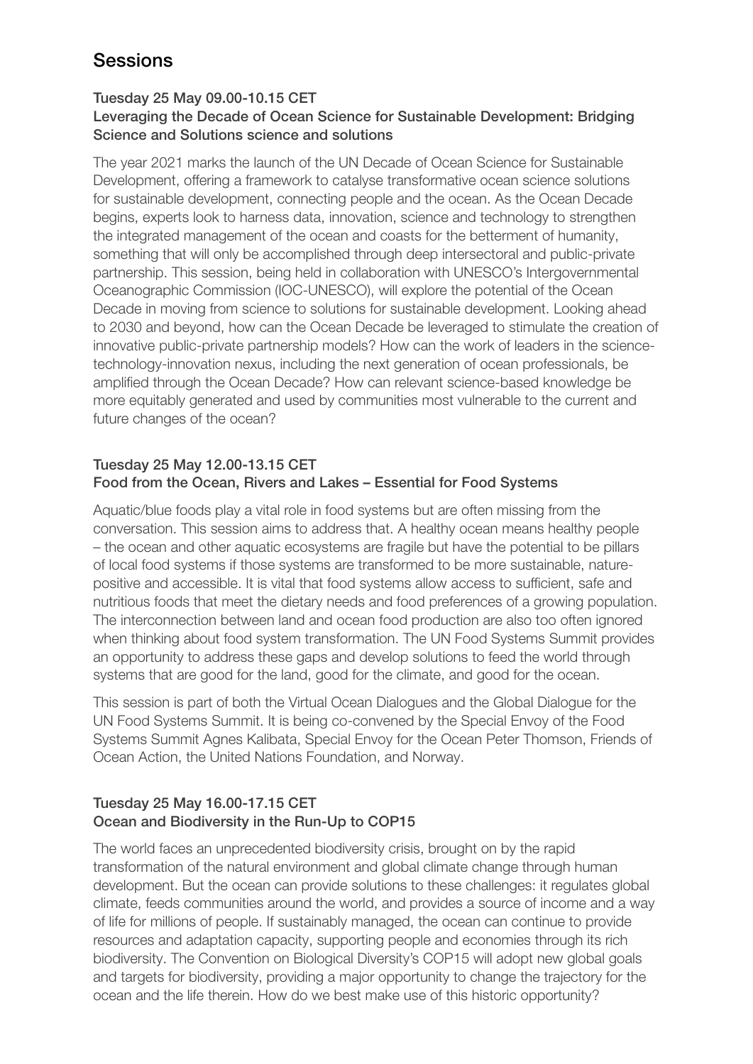# Sessions

### Tuesday 25 May 09.00-10.15 CET
### Leveraging the Decade of Ocean Science for Sustainable Development: Bridging Science and Solutions science and solutions

The year 2021 marks the launch of the UN Decade of Ocean Science for Sustainable Development, offering a framework to catalyse transformative ocean science solutions for sustainable development, connecting people and the ocean. As the Ocean Decade begins, experts look to harness data, innovation, science and technology to strengthen the integrated management of the ocean and coasts for the betterment of humanity, something that will only be accomplished through deep intersectoral and public-private partnership. This session, being held in collaboration with UNESCO's Intergovernmental Oceanographic Commission (IOC-UNESCO), will explore the potential of the Ocean Decade in moving from science to solutions for sustainable development. Looking ahead to 2030 and beyond, how can the Ocean Decade be leveraged to stimulate the creation of innovative public-private partnership models? How can the work of leaders in the science-technology-innovation nexus, including the next generation of ocean professionals, be amplified through the Ocean Decade? How can relevant science-based knowledge be more equitably generated and used by communities most vulnerable to the current and future changes of the ocean?

### Tuesday 25 May 12.00-13.15 CET
### Food from the Ocean, Rivers and Lakes – Essential for Food Systems

Aquatic/blue foods play a vital role in food systems but are often missing from the conversation. This session aims to address that. A healthy ocean means healthy people – the ocean and other aquatic ecosystems are fragile but have the potential to be pillars of local food systems if those systems are transformed to be more sustainable, nature-positive and accessible. It is vital that food systems allow access to sufficient, safe and nutritious foods that meet the dietary needs and food preferences of a growing population. The interconnection between land and ocean food production are also too often ignored when thinking about food system transformation. The UN Food Systems Summit provides an opportunity to address these gaps and develop solutions to feed the world through systems that are good for the land, good for the climate, and good for the ocean.

This session is part of both the Virtual Ocean Dialogues and the Global Dialogue for the UN Food Systems Summit. It is being co-convened by the Special Envoy of the Food Systems Summit Agnes Kalibata, Special Envoy for the Ocean Peter Thomson, Friends of Ocean Action, the United Nations Foundation, and Norway.

### Tuesday 25 May 16.00-17.15 CET
### Ocean and Biodiversity in the Run-Up to COP15

The world faces an unprecedented biodiversity crisis, brought on by the rapid transformation of the natural environment and global climate change through human development. But the ocean can provide solutions to these challenges: it regulates global climate, feeds communities around the world, and provides a source of income and a way of life for millions of people. If sustainably managed, the ocean can continue to provide resources and adaptation capacity, supporting people and economies through its rich biodiversity. The Convention on Biological Diversity's COP15 will adopt new global goals and targets for biodiversity, providing a major opportunity to change the trajectory for the ocean and the life therein. How do we best make use of this historic opportunity?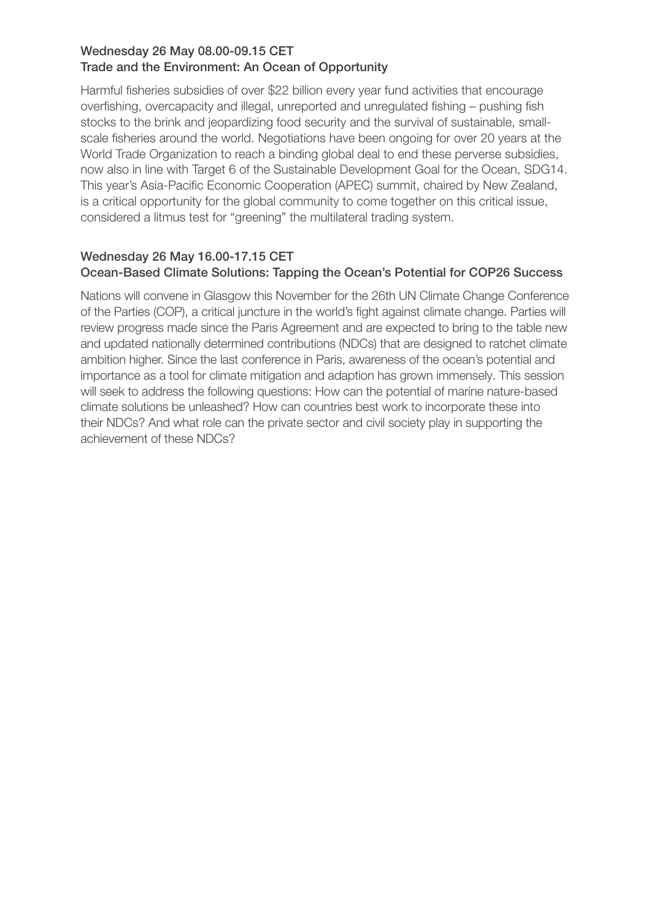### Wednesday 26 May 08.00-09.15 CET
### Trade and the Environment: An Ocean of Opportunity

Harmful fisheries subsidies of over $22 billion every year fund activities that encourage overfishing, overcapacity and illegal, unreported and unregulated fishing – pushing fish stocks to the brink and jeopardizing food security and the survival of sustainable, small-scale fisheries around the world. Negotiations have been ongoing for over 20 years at the World Trade Organization to reach a binding global deal to end these perverse subsidies, now also in line with Target 6 of the Sustainable Development Goal for the Ocean, SDG14. This year's Asia-Pacific Economic Cooperation (APEC) summit, chaired by New Zealand, is a critical opportunity for the global community to come together on this critical issue, considered a litmus test for "greening" the multilateral trading system.

### Wednesday 26 May 16.00-17.15 CET
### Ocean-Based Climate Solutions: Tapping the Ocean's Potential for COP26 Success

Nations will convene in Glasgow this November for the 26th UN Climate Change Conference of the Parties (COP), a critical juncture in the world's fight against climate change. Parties will review progress made since the Paris Agreement and are expected to bring to the table new and updated nationally determined contributions (NDCs) that are designed to ratchet climate ambition higher. Since the last conference in Paris, awareness of the ocean's potential and importance as a tool for climate mitigation and adaption has grown immensely. This session will seek to address the following questions: How can the potential of marine nature-based climate solutions be unleashed? How can countries best work to incorporate these into their NDCs? And what role can the private sector and civil society play in supporting the achievement of these NDCs?